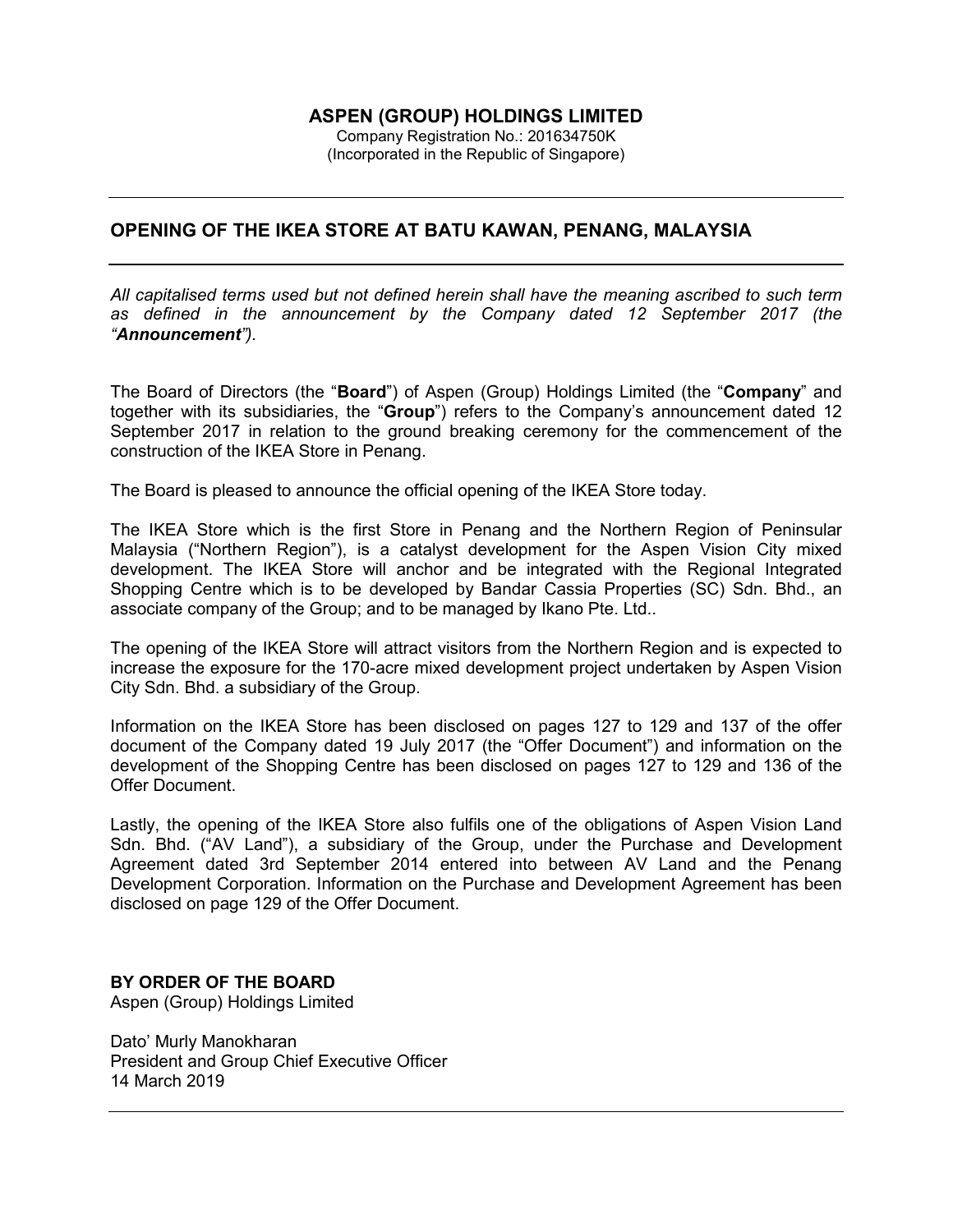# ASPEN (GROUP) HOLDINGS LIMITED

Company Registration No.: 201634750K
(Incorporated in the Republic of Singapore)

---

## OPENING OF THE IKEA STORE AT BATU KAWAN, PENANG, MALAYSIA

---

*All capitalised terms used but not defined herein shall have the meaning ascribed to such term as defined in the announcement by the Company dated 12 September 2017 (the "**Announcement**").*

The Board of Directors (the "**Board**") of Aspen (Group) Holdings Limited (the "**Company**" and together with its subsidiaries, the "**Group**") refers to the Company's announcement dated 12 September 2017 in relation to the ground breaking ceremony for the commencement of the construction of the IKEA Store in Penang.

The Board is pleased to announce the official opening of the IKEA Store today.

The IKEA Store which is the first Store in Penang and the Northern Region of Peninsular Malaysia ("Northern Region"), is a catalyst development for the Aspen Vision City mixed development. The IKEA Store will anchor and be integrated with the Regional Integrated Shopping Centre which is to be developed by Bandar Cassia Properties (SC) Sdn. Bhd., an associate company of the Group; and to be managed by Ikano Pte. Ltd..

The opening of the IKEA Store will attract visitors from the Northern Region and is expected to increase the exposure for the 170-acre mixed development project undertaken by Aspen Vision City Sdn. Bhd. a subsidiary of the Group.

Information on the IKEA Store has been disclosed on pages 127 to 129 and 137 of the offer document of the Company dated 19 July 2017 (the "Offer Document") and information on the development of the Shopping Centre has been disclosed on pages 127 to 129 and 136 of the Offer Document.

Lastly, the opening of the IKEA Store also fulfils one of the obligations of Aspen Vision Land Sdn. Bhd. ("AV Land"), a subsidiary of the Group, under the Purchase and Development Agreement dated 3rd September 2014 entered into between AV Land and the Penang Development Corporation. Information on the Purchase and Development Agreement has been disclosed on page 129 of the Offer Document.

**BY ORDER OF THE BOARD**
Aspen (Group) Holdings Limited

Dato' Murly Manokharan
President and Group Chief Executive Officer
14 March 2019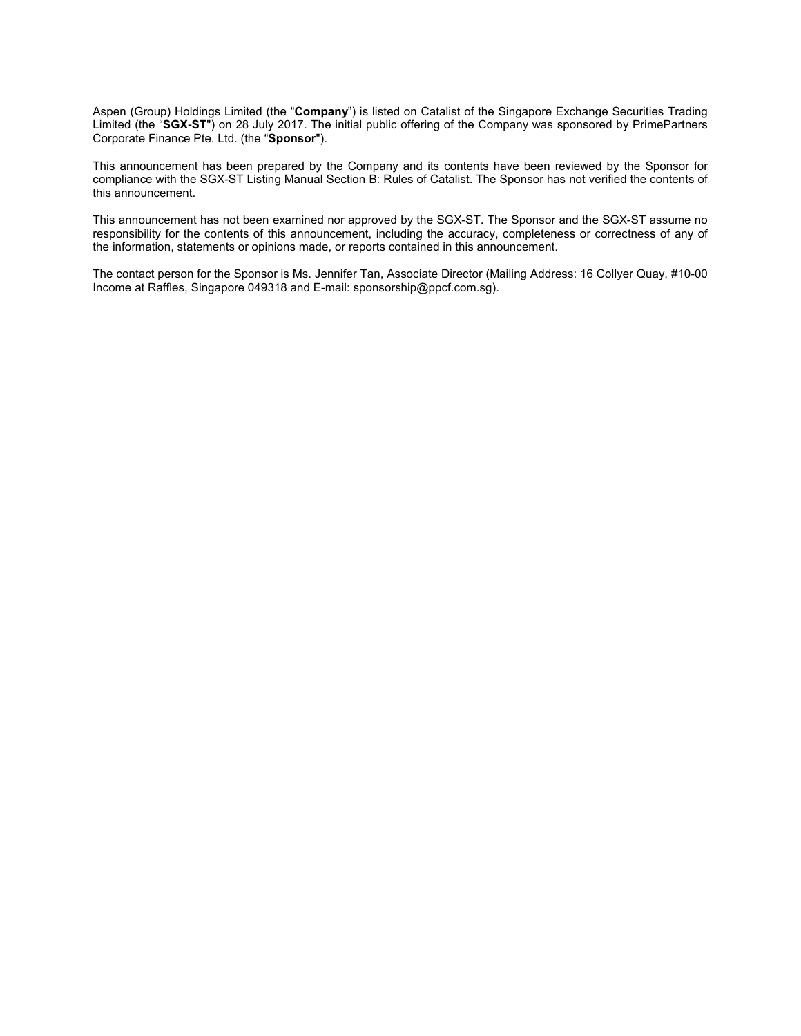Aspen (Group) Holdings Limited (the "**Company**") is listed on Catalist of the Singapore Exchange Securities Trading Limited (the "**SGX-ST**") on 28 July 2017. The initial public offering of the Company was sponsored by PrimePartners Corporate Finance Pte. Ltd. (the "**Sponsor**").

This announcement has been prepared by the Company and its contents have been reviewed by the Sponsor for compliance with the SGX-ST Listing Manual Section B: Rules of Catalist. The Sponsor has not verified the contents of this announcement.

This announcement has not been examined nor approved by the SGX-ST. The Sponsor and the SGX-ST assume no responsibility for the contents of this announcement, including the accuracy, completeness or correctness of any of the information, statements or opinions made, or reports contained in this announcement.

The contact person for the Sponsor is Ms. Jennifer Tan, Associate Director (Mailing Address: 16 Collyer Quay, #10-00 Income at Raffles, Singapore 049318 and E-mail: sponsorship@ppcf.com.sg).